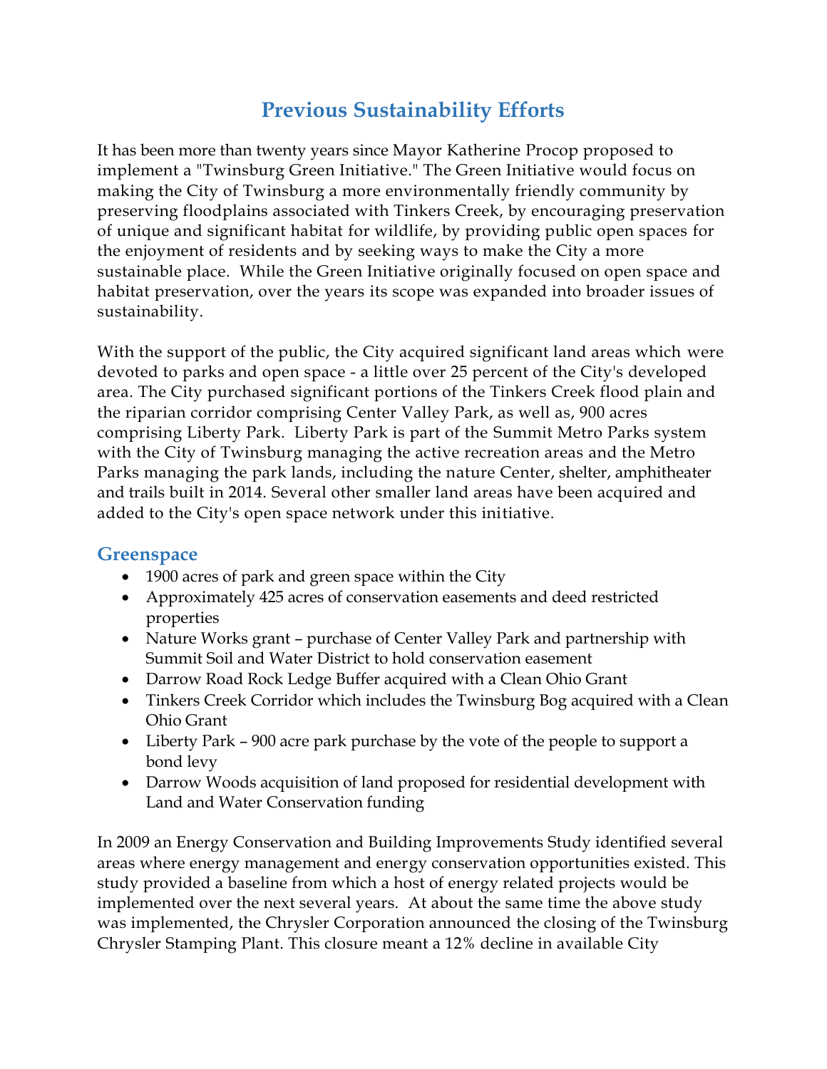# Previous Sustainability Efforts

It has been more than twenty years since Mayor Katherine Procop proposed to implement a "Twinsburg Green Initiative." The Green Initiative would focus on making the City of Twinsburg a more environmentally friendly community by preserving floodplains associated with Tinkers Creek, by encouraging preservation of unique and significant habitat for wildlife, by providing public open spaces for the enjoyment of residents and by seeking ways to make the City a more sustainable place. While the Green Initiative originally focused on open space and habitat preservation, over the years its scope was expanded into broader issues of sustainability.

With the support of the public, the City acquired significant land areas which were devoted to parks and open space - a little over 25 percent of the City's developed area. The City purchased significant portions of the Tinkers Creek flood plain and the riparian corridor comprising Center Valley Park, as well as, 900 acres comprising Liberty Park. Liberty Park is part of the Summit Metro Parks system with the City of Twinsburg managing the active recreation areas and the Metro Parks managing the park lands, including the nature Center, shelter, amphitheater and trails built in 2014. Several other smaller land areas have been acquired and added to the City's open space network under this initiative.

## Greenspace

- 1900 acres of park and green space within the City
- Approximately 425 acres of conservation easements and deed restricted properties
- Nature Works grant – purchase of Center Valley Park and partnership with Summit Soil and Water District to hold conservation easement
- Darrow Road Rock Ledge Buffer acquired with a Clean Ohio Grant
- Tinkers Creek Corridor which includes the Twinsburg Bog acquired with a Clean Ohio Grant
- Liberty Park – 900 acre park purchase by the vote of the people to support a bond levy
- Darrow Woods acquisition of land proposed for residential development with Land and Water Conservation funding

In 2009 an Energy Conservation and Building Improvements Study identified several areas where energy management and energy conservation opportunities existed. This study provided a baseline from which a host of energy related projects would be implemented over the next several years. At about the same time the above study was implemented, the Chrysler Corporation announced the closing of the Twinsburg Chrysler Stamping Plant. This closure meant a 12% decline in available City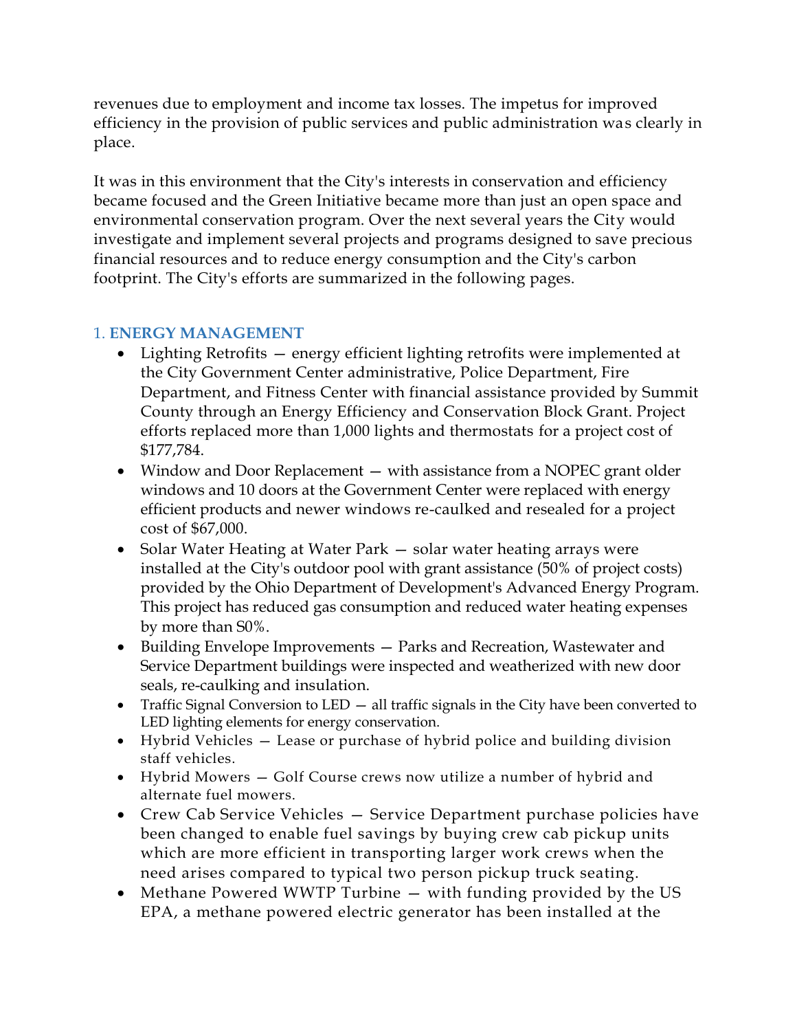revenues due to employment and income tax losses. The impetus for improved efficiency in the provision of public services and public administration was clearly in place.

It was in this environment that the City's interests in conservation and efficiency became focused and the Green Initiative became more than just an open space and environmental conservation program. Over the next several years the City would investigate and implement several projects and programs designed to save precious financial resources and to reduce energy consumption and the City's carbon footprint. The City's efforts are summarized in the following pages.

## 1. ENERGY MANAGEMENT

- Lighting Retrofits — energy efficient lighting retrofits were implemented at the City Government Center administrative, Police Department, Fire Department, and Fitness Center with financial assistance provided by Summit County through an Energy Efficiency and Conservation Block Grant. Project efforts replaced more than 1,000 lights and thermostats for a project cost of $177,784.
- Window and Door Replacement — with assistance from a NOPEC grant older windows and 10 doors at the Government Center were replaced with energy efficient products and newer windows re-caulked and resealed for a project cost of $67,000.
- Solar Water Heating at Water Park — solar water heating arrays were installed at the City's outdoor pool with grant assistance (50% of project costs) provided by the Ohio Department of Development's Advanced Energy Program. This project has reduced gas consumption and reduced water heating expenses by more than S0%.
- Building Envelope Improvements — Parks and Recreation, Wastewater and Service Department buildings were inspected and weatherized with new door seals, re-caulking and insulation.
- Traffic Signal Conversion to LED — all traffic signals in the City have been converted to LED lighting elements for energy conservation.
- Hybrid Vehicles — Lease or purchase of hybrid police and building division staff vehicles.
- Hybrid Mowers — Golf Course crews now utilize a number of hybrid and alternate fuel mowers.
- Crew Cab Service Vehicles — Service Department purchase policies have been changed to enable fuel savings by buying crew cab pickup units which are more efficient in transporting larger work crews when the need arises compared to typical two person pickup truck seating.
- Methane Powered WWTP Turbine — with funding provided by the US EPA, a methane powered electric generator has been installed at the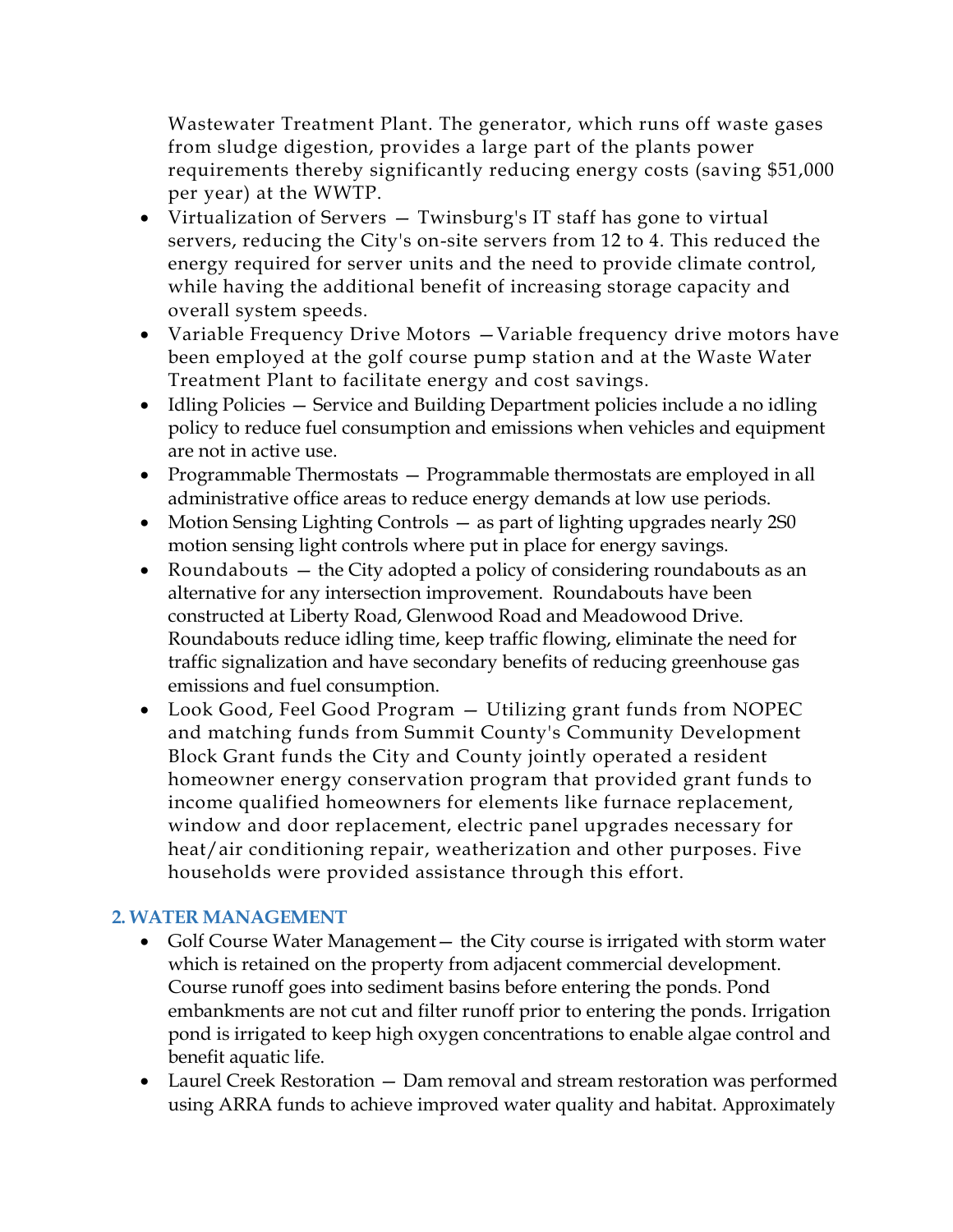Wastewater Treatment Plant. The generator, which runs off waste gases from sludge digestion, provides a large part of the plants power requirements thereby significantly reducing energy costs (saving $51,000 per year) at the WWTP.

- Virtualization of Servers — Twinsburg's IT staff has gone to virtual servers, reducing the City's on-site servers from 12 to 4. This reduced the energy required for server units and the need to provide climate control, while having the additional benefit of increasing storage capacity and overall system speeds.
- Variable Frequency Drive Motors —Variable frequency drive motors have been employed at the golf course pump station and at the Waste Water Treatment Plant to facilitate energy and cost savings.
- Idling Policies — Service and Building Department policies include a no idling policy to reduce fuel consumption and emissions when vehicles and equipment are not in active use.
- Programmable Thermostats — Programmable thermostats are employed in all administrative office areas to reduce energy demands at low use periods.
- Motion Sensing Lighting Controls — as part of lighting upgrades nearly 2S0 motion sensing light controls where put in place for energy savings.
- Roundabouts — the City adopted a policy of considering roundabouts as an alternative for any intersection improvement. Roundabouts have been constructed at Liberty Road, Glenwood Road and Meadowood Drive. Roundabouts reduce idling time, keep traffic flowing, eliminate the need for traffic signalization and have secondary benefits of reducing greenhouse gas emissions and fuel consumption.
- Look Good, Feel Good Program — Utilizing grant funds from NOPEC and matching funds from Summit County's Community Development Block Grant funds the City and County jointly operated a resident homeowner energy conservation program that provided grant funds to income qualified homeowners for elements like furnace replacement, window and door replacement, electric panel upgrades necessary for heat/air conditioning repair, weatherization and other purposes. Five households were provided assistance through this effort.

## 2. WATER MANAGEMENT

- Golf Course Water Management— the City course is irrigated with storm water which is retained on the property from adjacent commercial development. Course runoff goes into sediment basins before entering the ponds. Pond embankments are not cut and filter runoff prior to entering the ponds. Irrigation pond is irrigated to keep high oxygen concentrations to enable algae control and benefit aquatic life.
- Laurel Creek Restoration — Dam removal and stream restoration was performed using ARRA funds to achieve improved water quality and habitat. Approximately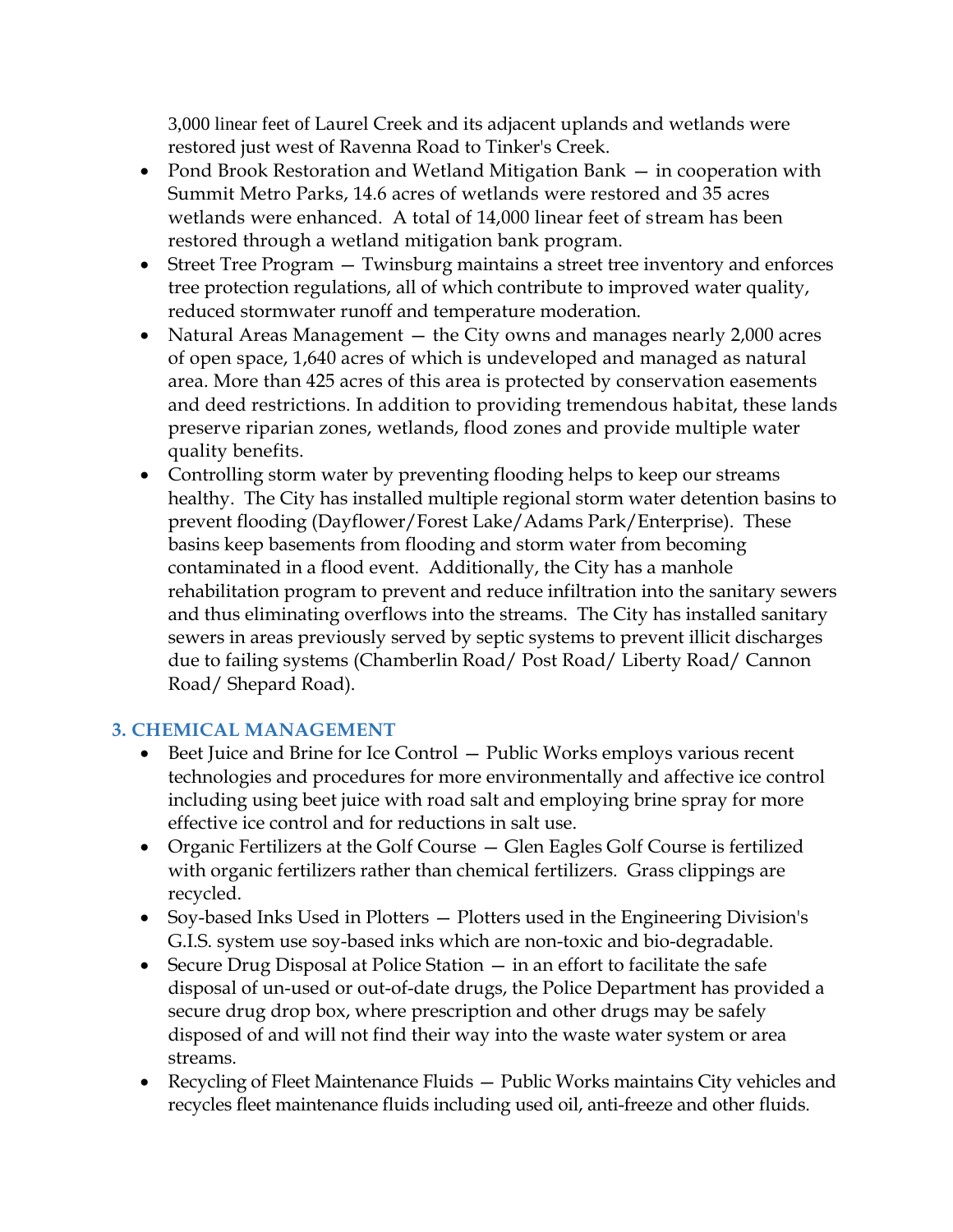3,000 linear feet of Laurel Creek and its adjacent uplands and wetlands were restored just west of Ravenna Road to Tinker's Creek.

- Pond Brook Restoration and Wetland Mitigation Bank — in cooperation with Summit Metro Parks, 14.6 acres of wetlands were restored and 35 acres wetlands were enhanced. A total of 14,000 linear feet of stream has been restored through a wetland mitigation bank program.
- Street Tree Program — Twinsburg maintains a street tree inventory and enforces tree protection regulations, all of which contribute to improved water quality, reduced stormwater runoff and temperature moderation.
- Natural Areas Management — the City owns and manages nearly 2,000 acres of open space, 1,640 acres of which is undeveloped and managed as natural area. More than 425 acres of this area is protected by conservation easements and deed restrictions. In addition to providing tremendous habitat, these lands preserve riparian zones, wetlands, flood zones and provide multiple water quality benefits.
- Controlling storm water by preventing flooding helps to keep our streams healthy. The City has installed multiple regional storm water detention basins to prevent flooding (Dayflower/Forest Lake/Adams Park/Enterprise). These basins keep basements from flooding and storm water from becoming contaminated in a flood event. Additionally, the City has a manhole rehabilitation program to prevent and reduce infiltration into the sanitary sewers and thus eliminating overflows into the streams. The City has installed sanitary sewers in areas previously served by septic systems to prevent illicit discharges due to failing systems (Chamberlin Road/ Post Road/ Liberty Road/ Cannon Road/ Shepard Road).

## 3. CHEMICAL MANAGEMENT

- Beet Juice and Brine for Ice Control — Public Works employs various recent technologies and procedures for more environmentally and affective ice control including using beet juice with road salt and employing brine spray for more effective ice control and for reductions in salt use.
- Organic Fertilizers at the Golf Course — Glen Eagles Golf Course is fertilized with organic fertilizers rather than chemical fertilizers. Grass clippings are recycled.
- Soy-based Inks Used in Plotters — Plotters used in the Engineering Division's G.I.S. system use soy-based inks which are non-toxic and bio-degradable.
- Secure Drug Disposal at Police Station — in an effort to facilitate the safe disposal of un-used or out-of-date drugs, the Police Department has provided a secure drug drop box, where prescription and other drugs may be safely disposed of and will not find their way into the waste water system or area streams.
- Recycling of Fleet Maintenance Fluids — Public Works maintains City vehicles and recycles fleet maintenance fluids including used oil, anti-freeze and other fluids.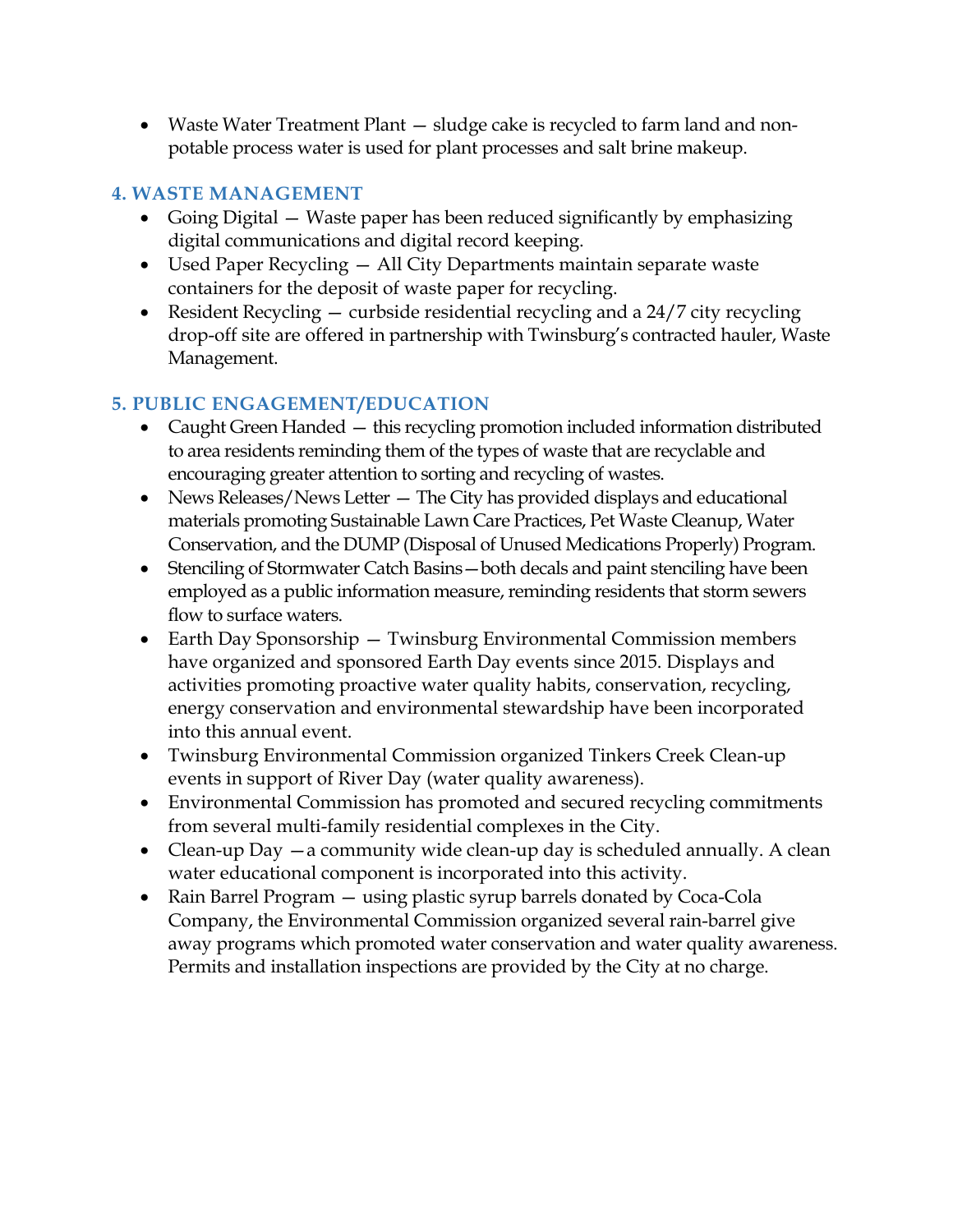- Waste Water Treatment Plant — sludge cake is recycled to farm land and non-potable process water is used for plant processes and salt brine makeup.

## 4. WASTE MANAGEMENT

- Going Digital — Waste paper has been reduced significantly by emphasizing digital communications and digital record keeping.
- Used Paper Recycling — All City Departments maintain separate waste containers for the deposit of waste paper for recycling.
- Resident Recycling — curbside residential recycling and a 24/7 city recycling drop-off site are offered in partnership with Twinsburg's contracted hauler, Waste Management.

## 5. PUBLIC ENGAGEMENT/EDUCATION

- Caught Green Handed — this recycling promotion included information distributed to area residents reminding them of the types of waste that are recyclable and encouraging greater attention to sorting and recycling of wastes.
- News Releases/News Letter — The City has provided displays and educational materials promoting Sustainable Lawn Care Practices, Pet Waste Cleanup, Water Conservation, and the DUMP (Disposal of Unused Medications Properly) Program.
- Stenciling of Stormwater Catch Basins—both decals and paint stenciling have been employed as a public information measure, reminding residents that storm sewers flow to surface waters.
- Earth Day Sponsorship — Twinsburg Environmental Commission members have organized and sponsored Earth Day events since 2015. Displays and activities promoting proactive water quality habits, conservation, recycling, energy conservation and environmental stewardship have been incorporated into this annual event.
- Twinsburg Environmental Commission organized Tinkers Creek Clean-up events in support of River Day (water quality awareness).
- Environmental Commission has promoted and secured recycling commitments from several multi-family residential complexes in the City.
- Clean-up Day —a community wide clean-up day is scheduled annually. A clean water educational component is incorporated into this activity.
- Rain Barrel Program — using plastic syrup barrels donated by Coca-Cola Company, the Environmental Commission organized several rain-barrel give away programs which promoted water conservation and water quality awareness. Permits and installation inspections are provided by the City at no charge.